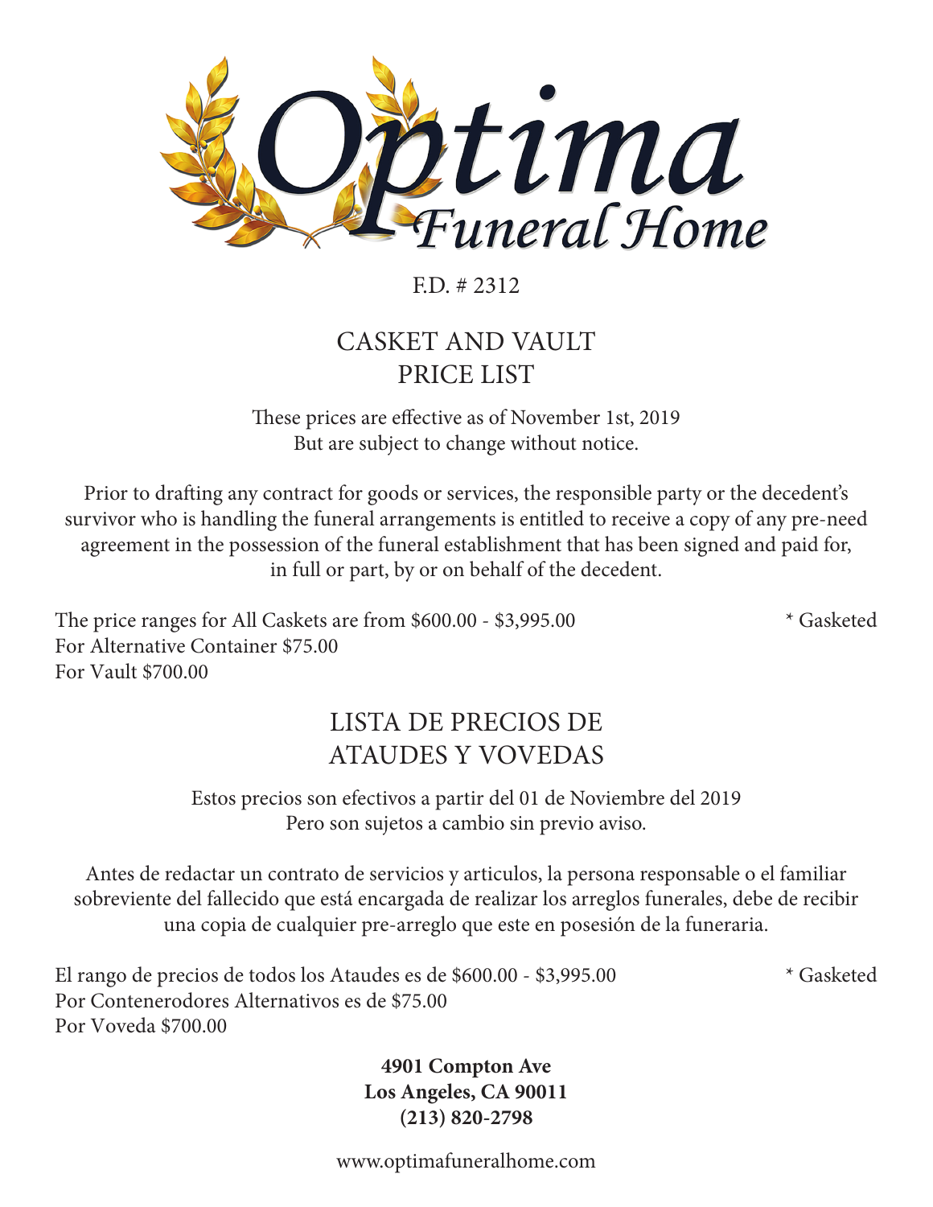# Optima
## Funeral Home

F.D. # 2312

## CASKET AND VAULT
## PRICE LIST

These prices are effective as of November 1st, 2019
But are subject to change without notice.

Prior to drafting any contract for goods or services, the responsible party or the decedent's survivor who is handling the funeral arrangements is entitled to receive a copy of any pre-need agreement in the possession of the funeral establishment that has been signed and paid for, in full or part, by or on behalf of the decedent.

The price ranges for All Caskets are from $600.00 - $3,995.00 * Gasketed
For Alternative Container $75.00
For Vault $700.00

## LISTA DE PRECIOS DE
## ATAUDES Y VOVEDAS

Estos precios son efectivos a partir del 01 de Noviembre del 2019
Pero son sujetos a cambio sin previo aviso.

Antes de redactar un contrato de servicios y articulos, la persona responsable o el familiar sobreviente del fallecido que está encargada de realizar los arreglos funerales, debe de recibir una copia de cualquier pre-arreglo que este en posesión de la funeraria.

El rango de precios de todos los Ataudes es de $600.00 - $3,995.00 * Gasketed
Por Contenerodores Alternativos es de $75.00
Por Voveda $700.00

**4901 Compton Ave**
**Los Angeles, CA 90011**
**(213) 820-2798**

www.optimafuneralhome.com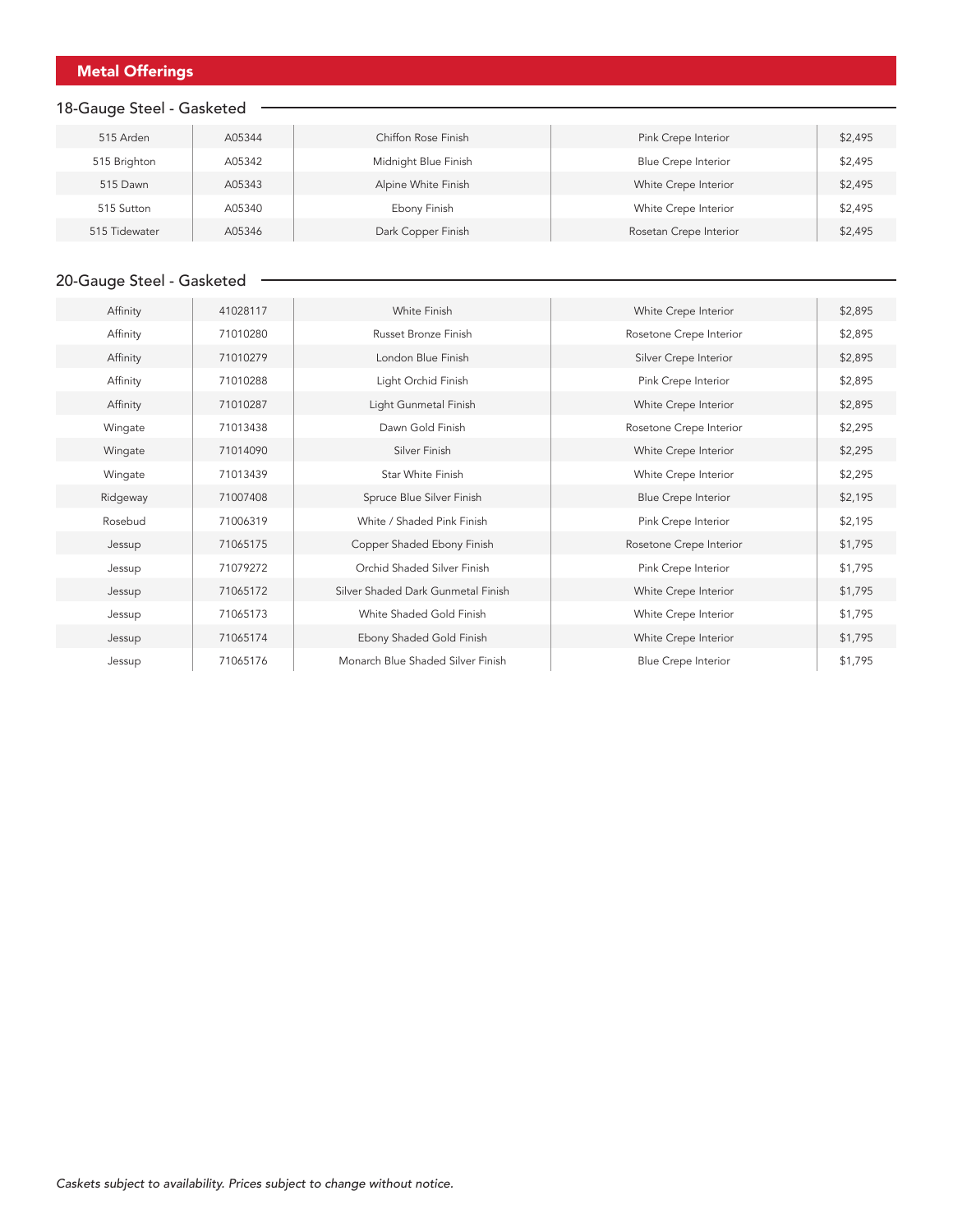## Metal Offerings

### 18-Gauge Steel - Gasketed

| | | | | |
|---|---|---|---|---|
| 515 Arden | A05344 | Chiffon Rose Finish | Pink Crepe Interior | $2,495 |
| 515 Brighton | A05342 | Midnight Blue Finish | Blue Crepe Interior | $2,495 |
| 515 Dawn | A05343 | Alpine White Finish | White Crepe Interior | $2,495 |
| 515 Sutton | A05340 | Ebony Finish | White Crepe Interior | $2,495 |
| 515 Tidewater | A05346 | Dark Copper Finish | Rosetan Crepe Interior | $2,495 |

### 20-Gauge Steel - Gasketed

| | | | | |
|---|---|---|---|---|
| Affinity | 41028117 | White Finish | White Crepe Interior | $2,895 |
| Affinity | 71010280 | Russet Bronze Finish | Rosetone Crepe Interior | $2,895 |
| Affinity | 71010279 | London Blue Finish | Silver Crepe Interior | $2,895 |
| Affinity | 71010288 | Light Orchid Finish | Pink Crepe Interior | $2,895 |
| Affinity | 71010287 | Light Gunmetal Finish | White Crepe Interior | $2,895 |
| Wingate | 71013438 | Dawn Gold Finish | Rosetone Crepe Interior | $2,295 |
| Wingate | 71014090 | Silver Finish | White Crepe Interior | $2,295 |
| Wingate | 71013439 | Star White Finish | White Crepe Interior | $2,295 |
| Ridgeway | 71007408 | Spruce Blue Silver Finish | Blue Crepe Interior | $2,195 |
| Rosebud | 71006319 | White / Shaded Pink Finish | Pink Crepe Interior | $2,195 |
| Jessup | 71065175 | Copper Shaded Ebony Finish | Rosetone Crepe Interior | $1,795 |
| Jessup | 71079272 | Orchid Shaded Silver Finish | Pink Crepe Interior | $1,795 |
| Jessup | 71065172 | Silver Shaded Dark Gunmetal Finish | White Crepe Interior | $1,795 |
| Jessup | 71065173 | White Shaded Gold Finish | White Crepe Interior | $1,795 |
| Jessup | 71065174 | Ebony Shaded Gold Finish | White Crepe Interior | $1,795 |
| Jessup | 71065176 | Monarch Blue Shaded Silver Finish | Blue Crepe Interior | $1,795 |

*Caskets subject to availability. Prices subject to change without notice.*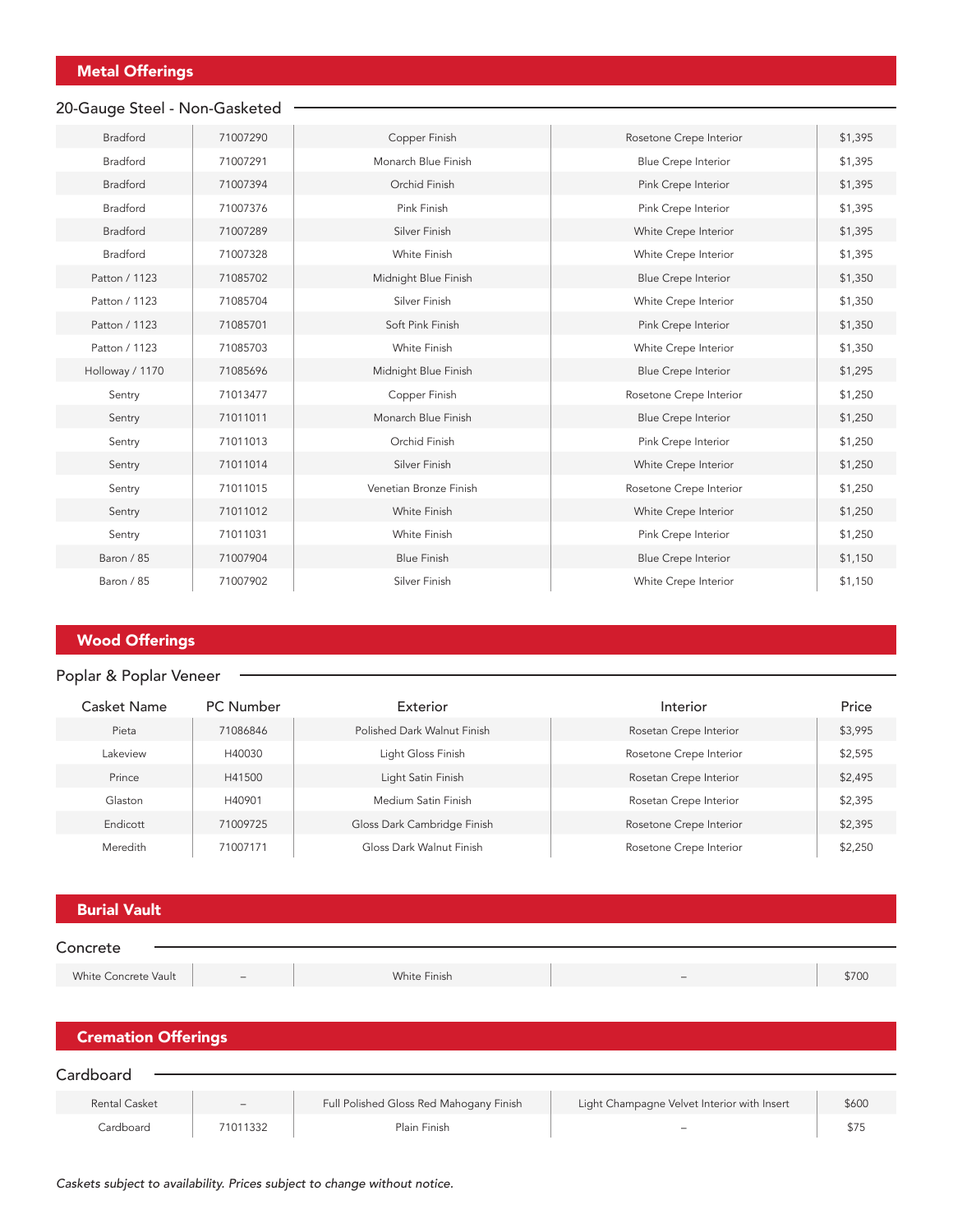## Metal Offerings

### 20-Gauge Steel - Non-Gasketed

| | | | | |
|---|---|---|---|---|
| Bradford | 71007290 | Copper Finish | Rosetone Crepe Interior | $1,395 |
| Bradford | 71007291 | Monarch Blue Finish | Blue Crepe Interior | $1,395 |
| Bradford | 71007394 | Orchid Finish | Pink Crepe Interior | $1,395 |
| Bradford | 71007376 | Pink Finish | Pink Crepe Interior | $1,395 |
| Bradford | 71007289 | Silver Finish | White Crepe Interior | $1,395 |
| Bradford | 71007328 | White Finish | White Crepe Interior | $1,395 |
| Patton / 1123 | 71085702 | Midnight Blue Finish | Blue Crepe Interior | $1,350 |
| Patton / 1123 | 71085704 | Silver Finish | White Crepe Interior | $1,350 |
| Patton / 1123 | 71085701 | Soft Pink Finish | Pink Crepe Interior | $1,350 |
| Patton / 1123 | 71085703 | White Finish | White Crepe Interior | $1,350 |
| Holloway / 1170 | 71085696 | Midnight Blue Finish | Blue Crepe Interior | $1,295 |
| Sentry | 71013477 | Copper Finish | Rosetone Crepe Interior | $1,250 |
| Sentry | 71011011 | Monarch Blue Finish | Blue Crepe Interior | $1,250 |
| Sentry | 71011013 | Orchid Finish | Pink Crepe Interior | $1,250 |
| Sentry | 71011014 | Silver Finish | White Crepe Interior | $1,250 |
| Sentry | 71011015 | Venetian Bronze Finish | Rosetone Crepe Interior | $1,250 |
| Sentry | 71011012 | White Finish | White Crepe Interior | $1,250 |
| Sentry | 71011031 | White Finish | Pink Crepe Interior | $1,250 |
| Baron / 85 | 71007904 | Blue Finish | Blue Crepe Interior | $1,150 |
| Baron / 85 | 71007902 | Silver Finish | White Crepe Interior | $1,150 |

## Wood Offerings

### Poplar & Poplar Veneer

| Casket Name | PC Number | Exterior | Interior | Price |
|---|---|---|---|---|
| Pieta | 71086846 | Polished Dark Walnut Finish | Rosetan Crepe Interior | $3,995 |
| Lakeview | H40030 | Light Gloss Finish | Rosetone Crepe Interior | $2,595 |
| Prince | H41500 | Light Satin Finish | Rosetan Crepe Interior | $2,495 |
| Glaston | H40901 | Medium Satin Finish | Rosetan Crepe Interior | $2,395 |
| Endicott | 71009725 | Gloss Dark Cambridge Finish | Rosetone Crepe Interior | $2,395 |
| Meredith | 71007171 | Gloss Dark Walnut Finish | Rosetone Crepe Interior | $2,250 |

## Burial Vault

### Concrete

| | | | | |
|---|---|---|---|---|
| White Concrete Vault | – | White Finish | – | $700 |

## Cremation Offerings

### Cardboard

| | | | | |
|---|---|---|---|---|
| Rental Casket | – | Full Polished Gloss Red Mahogany Finish | Light Champagne Velvet Interior with Insert | $600 |
| Cardboard | 71011332 | Plain Finish | – | $75 |

*Caskets subject to availability. Prices subject to change without notice.*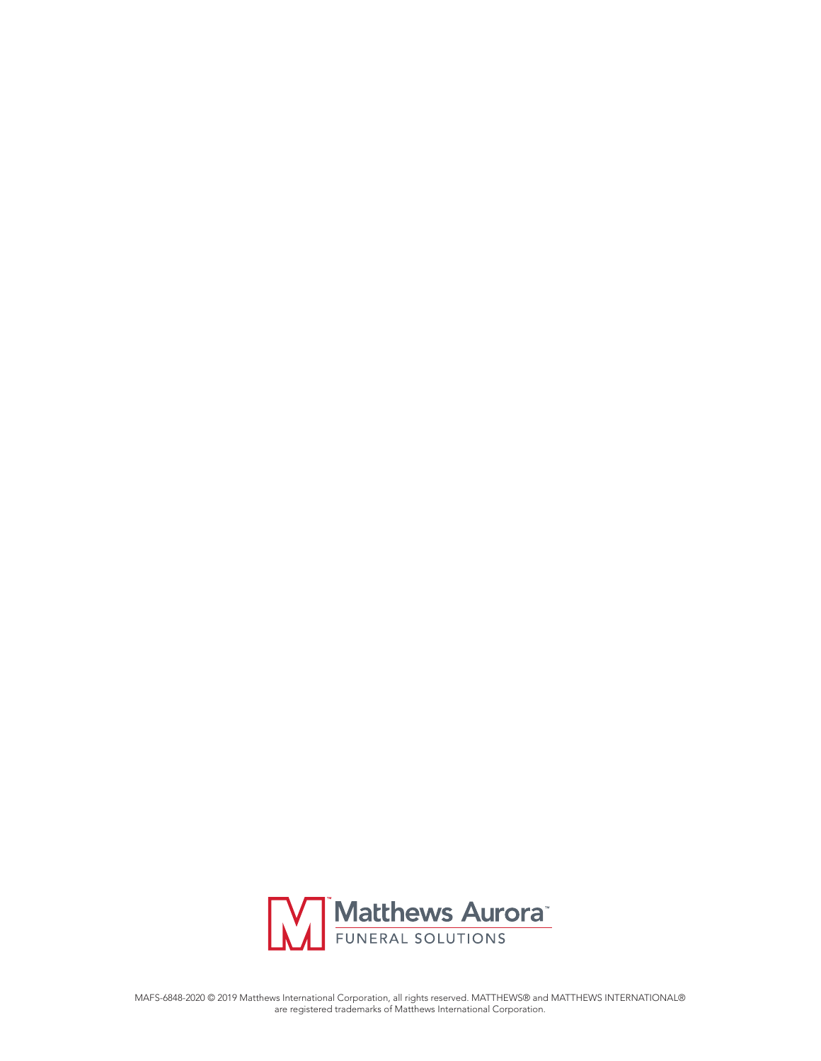Matthews Aurora™
FUNERAL SOLUTIONS

MAFS-6848-2020 © 2019 Matthews International Corporation, all rights reserved. MATTHEWS® and MATTHEWS INTERNATIONAL® are registered trademarks of Matthews International Corporation.